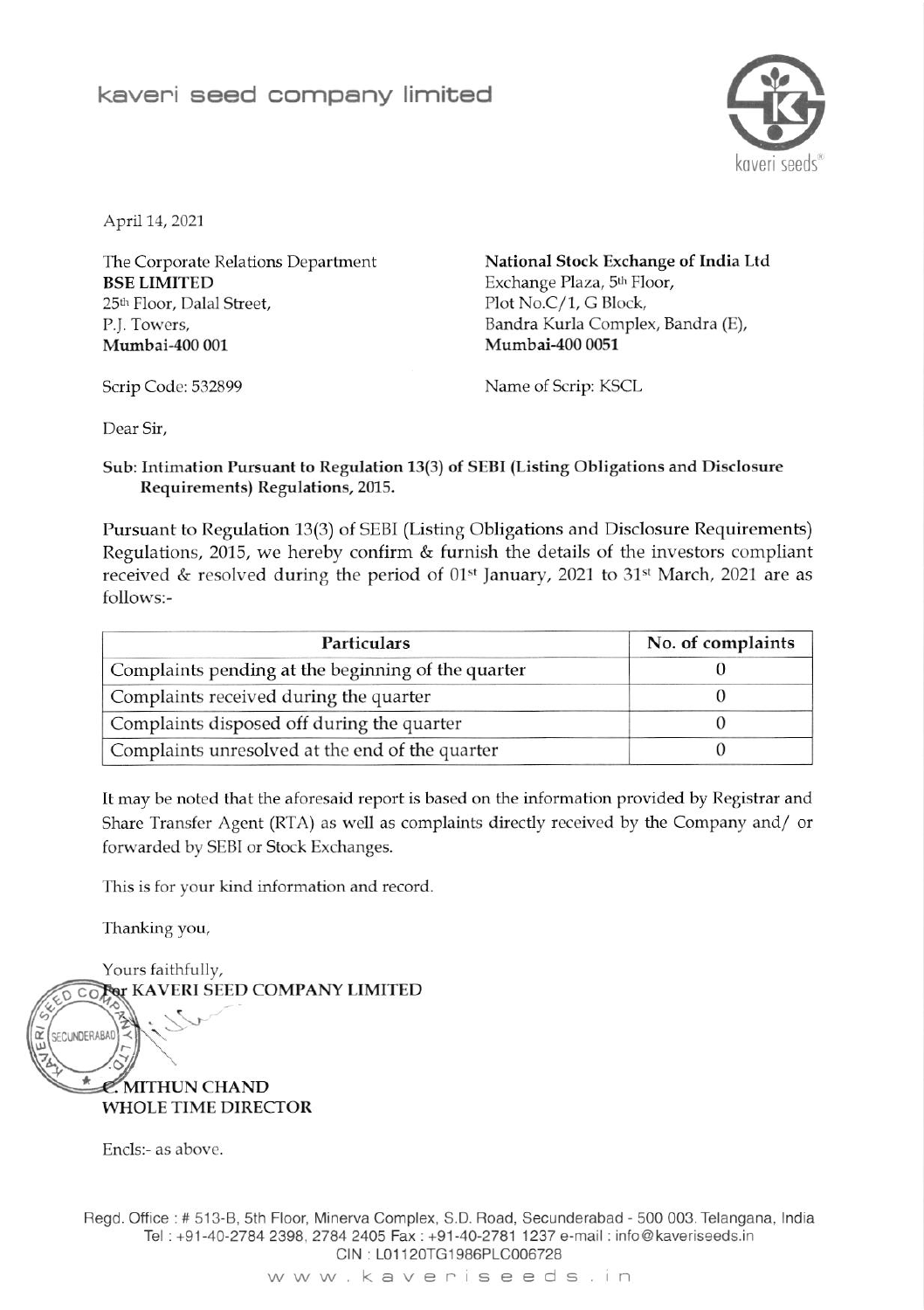# kaveri seed company limited

April 14, 2021

The Corporate Relations Department
**BSE LIMITED**
25th Floor, Dalal Street,
P.J. Towers,
**Mumbai-400 001**

Scrip Code: 532899

**National Stock Exchange of India Ltd**
Exchange Plaza, 5th Floor,
Plot No.C/1, G Block,
Bandra Kurla Complex, Bandra (E),
**Mumbai-400 0051**

Name of Scrip: KSCL

Dear Sir,

**Sub: Intimation Pursuant to Regulation 13(3) of SEBI (Listing Obligations and Disclosure Requirements) Regulations, 2015.**

Pursuant to Regulation 13(3) of SEBI (Listing Obligations and Disclosure Requirements) Regulations, 2015, we hereby confirm & furnish the details of the investors compliant received & resolved during the period of 01st January, 2021 to 31st March, 2021 are as follows:-

| Particulars | No. of complaints |
|---|---|
| Complaints pending at the beginning of the quarter | 0 |
| Complaints received during the quarter | 0 |
| Complaints disposed off during the quarter | 0 |
| Complaints unresolved at the end of the quarter | 0 |

It may be noted that the aforesaid report is based on the information provided by Registrar and Share Transfer Agent (RTA) as well as complaints directly received by the Company and/ or forwarded by SEBI or Stock Exchanges.

This is for your kind information and record.

Thanking you,

Yours faithfully,
**For KAVERI SEED COMPANY LIMITED**

**C. MITHUN CHAND**
**WHOLE TIME DIRECTOR**

Encls:- as above.

Regd. Office : # 513-B, 5th Floor, Minerva Complex, S.D. Road, Secunderabad - 500 003. Telangana, India
Tel : +91-40-2784 2398, 2784 2405 Fax : +91-40-2781 1237 e-mail : info@kaveriseeds.in
CIN : L01120TG1986PLC006728
www.kaveriseeds.in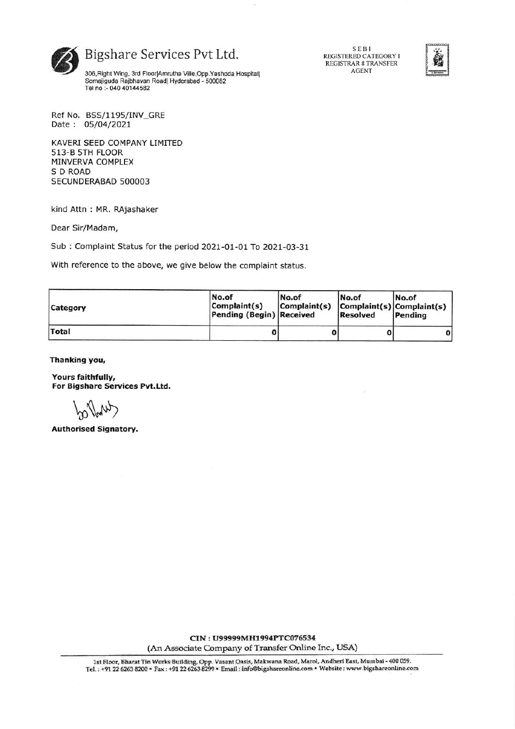# Bigshare Services Pvt Ltd.

306,Right Wing, 3rd Floor|Amrutha Ville,Opp.Yashoda Hospital| Somajiguda Rajbhavan Road| Hyderabed - 500082
Tel no :- 040 40144582

SEBI
REGISTERED CATEGORY I
REGISTRAR 8 TRANSFER
AGENT

Ref No. BSS/1195/INV_GRE
Date : 05/04/2021

KAVERI SEED COMPANY LIMITED
513-B 5TH FLOOR
MINVERVA COMPLEX
S D ROAD
SECUNDERABAD 500003

kind Attn : MR. RAjashaker

Dear Sir/Madam,

Sub : Complaint Status for the period 2021-01-01 To 2021-03-31

With reference to the above, we give below the complaint status.

| Category | No.of Complaint(s) Pending (Begin) | No.of Complaint(s) Received | No.of Complaint(s) Resolved | No.of Complaint(s) Pending |
|---|---|---|---|---|
| Total | 0 | 0 | 0 | 0 |

**Thanking you,**

**Yours faithfully,**
**For Bigshare Services Pvt.Ltd.**

**Authorised Signatory.**

CIN : U99999MH1994PTC076534
(An Associate Company of Transfer Online Inc., USA)

1st Floor, Bharat Tin Works Building, Opp. Vasant Oasis, Makwana Road, Marol, Andheri East, Mumbai - 400 059.
Tel. : +91 22 6263 8200 • Fax : +91 22 6263 8299 • Email : info@bigshareonline.com • Website : www.bigshareonline.com